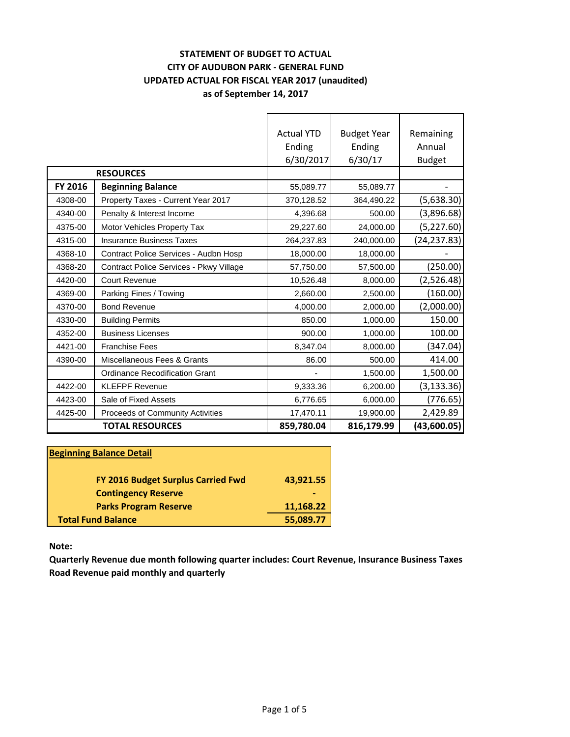**STATEMENT OF BUDGET TO ACTUAL**
**CITY OF AUDUBON PARK - GENERAL FUND**
**UPDATED ACTUAL FOR FISCAL YEAR 2017 (unaudited)**
**as of September 14, 2017**

| | | Actual YTD Ending 6/30/2017 | Budget Year Ending 6/30/17 | Remaining Annual Budget |
|---|---|---|---|---|
| | **RESOURCES** | | | |
| **FY 2016** | **Beginning Balance** | 55,089.77 | 55,089.77 | - |
| 4308-00 | Property Taxes - Current Year 2017 | 370,128.52 | 364,490.22 | (5,638.30) |
| 4340-00 | Penalty & Interest Income | 4,396.68 | 500.00 | (3,896.68) |
| 4375-00 | Motor Vehicles Property Tax | 29,227.60 | 24,000.00 | (5,227.60) |
| 4315-00 | Insurance Business Taxes | 264,237.83 | 240,000.00 | (24,237.83) |
| 4368-10 | Contract Police Services - Audbn Hosp | 18,000.00 | 18,000.00 | - |
| 4368-20 | Contract Police Services - Pkwy Village | 57,750.00 | 57,500.00 | (250.00) |
| 4420-00 | Court Revenue | 10,526.48 | 8,000.00 | (2,526.48) |
| 4369-00 | Parking Fines / Towing | 2,660.00 | 2,500.00 | (160.00) |
| 4370-00 | Bond Revenue | 4,000.00 | 2,000.00 | (2,000.00) |
| 4330-00 | Building Permits | 850.00 | 1,000.00 | 150.00 |
| 4352-00 | Business Licenses | 900.00 | 1,000.00 | 100.00 |
| 4421-00 | Franchise Fees | 8,347.04 | 8,000.00 | (347.04) |
| 4390-00 | Miscellaneous Fees & Grants | 86.00 | 500.00 | 414.00 |
| | Ordinance Recodification Grant | - | 1,500.00 | 1,500.00 |
| 4422-00 | KLEFPF Revenue | 9,333.36 | 6,200.00 | (3,133.36) |
| 4423-00 | Sale of Fixed Assets | 6,776.65 | 6,000.00 | (776.65) |
| 4425-00 | Proceeds of Community Activities | 17,470.11 | 19,900.00 | 2,429.89 |
| | **TOTAL RESOURCES** | **859,780.04** | **816,179.99** | **(43,600.05)** |

| **Beginning Balance Detail** | |
|---|---|
| **FY 2016 Budget Surplus Carried Fwd** | **43,921.55** |
| **Contingency Reserve** | **-** |
| **Parks Program Reserve** | **11,168.22** |
| **Total Fund Balance** | **55,089.77** |

**Note:**

**Quarterly Revenue due month following quarter includes: Court Revenue, Insurance Business Taxes**
**Road Revenue paid monthly and quarterly**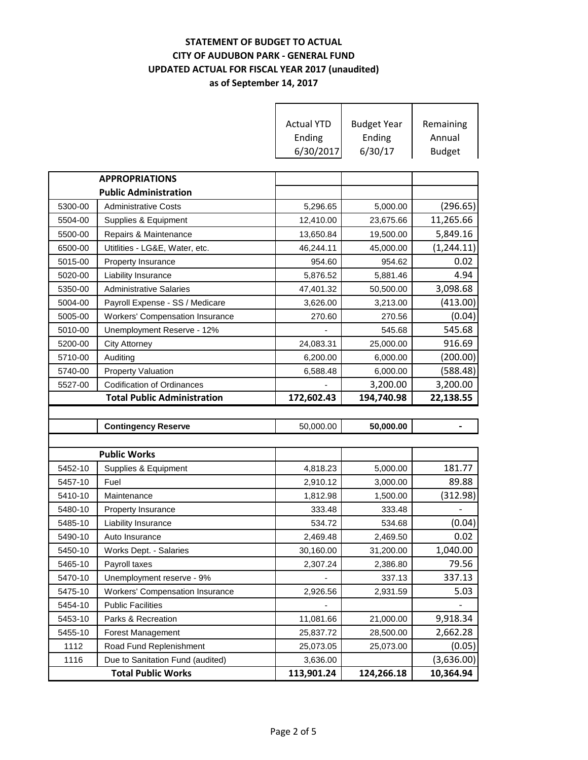**STATEMENT OF BUDGET TO ACTUAL**
**CITY OF AUDUBON PARK - GENERAL FUND**
**UPDATED ACTUAL FOR FISCAL YEAR 2017 (unaudited)**
**as of September 14, 2017**

| | | Actual YTD Ending 6/30/2017 | Budget Year Ending 6/30/17 | Remaining Annual Budget |
|---|---|---|---|---|
| | **APPROPRIATIONS** | | | |
| | **Public Administration** | | | |
| 5300-00 | Administrative Costs | 5,296.65 | 5,000.00 | (296.65) |
| 5504-00 | Supplies & Equipment | 12,410.00 | 23,675.66 | 11,265.66 |
| 5500-00 | Repairs & Maintenance | 13,650.84 | 19,500.00 | 5,849.16 |
| 6500-00 | Utitlities - LG&E, Water, etc. | 46,244.11 | 45,000.00 | (1,244.11) |
| 5015-00 | Property Insurance | 954.60 | 954.62 | 0.02 |
| 5020-00 | Liability Insurance | 5,876.52 | 5,881.46 | 4.94 |
| 5350-00 | Administrative Salaries | 47,401.32 | 50,500.00 | 3,098.68 |
| 5004-00 | Payroll Expense - SS / Medicare | 3,626.00 | 3,213.00 | (413.00) |
| 5005-00 | Workers' Compensation Insurance | 270.60 | 270.56 | (0.04) |
| 5010-00 | Unemployment Reserve - 12% | - | 545.68 | 545.68 |
| 5200-00 | City Attorney | 24,083.31 | 25,000.00 | 916.69 |
| 5710-00 | Auditing | 6,200.00 | 6,000.00 | (200.00) |
| 5740-00 | Property Valuation | 6,588.48 | 6,000.00 | (588.48) |
| 5527-00 | Codification of Ordinances | - | 3,200.00 | 3,200.00 |
| | **Total Public Administration** | **172,602.43** | **194,740.98** | **22,138.55** |
| | | | | |
| | **Contingency Reserve** | 50,000.00 | **50,000.00** | - |
| | | | | |
| | **Public Works** | | | |
| 5452-10 | Supplies & Equipment | 4,818.23 | 5,000.00 | 181.77 |
| 5457-10 | Fuel | 2,910.12 | 3,000.00 | 89.88 |
| 5410-10 | Maintenance | 1,812.98 | 1,500.00 | (312.98) |
| 5480-10 | Property Insurance | 333.48 | 333.48 | - |
| 5485-10 | Liability Insurance | 534.72 | 534.68 | (0.04) |
| 5490-10 | Auto Insurance | 2,469.48 | 2,469.50 | 0.02 |
| 5450-10 | Works Dept. - Salaries | 30,160.00 | 31,200.00 | 1,040.00 |
| 5465-10 | Payroll taxes | 2,307.24 | 2,386.80 | 79.56 |
| 5470-10 | Unemployment reserve - 9% | - | 337.13 | 337.13 |
| 5475-10 | Workers' Compensation Insurance | 2,926.56 | 2,931.59 | 5.03 |
| 5454-10 | Public Facilities | - | | - |
| 5453-10 | Parks & Recreation | 11,081.66 | 21,000.00 | 9,918.34 |
| 5455-10 | Forest Management | 25,837.72 | 28,500.00 | 2,662.28 |
| 1112 | Road Fund Replenishment | 25,073.05 | 25,073.00 | (0.05) |
| 1116 | Due to Sanitation Fund (audited) | 3,636.00 | | (3,636.00) |
| | **Total Public Works** | **113,901.24** | **124,266.18** | **10,364.94** |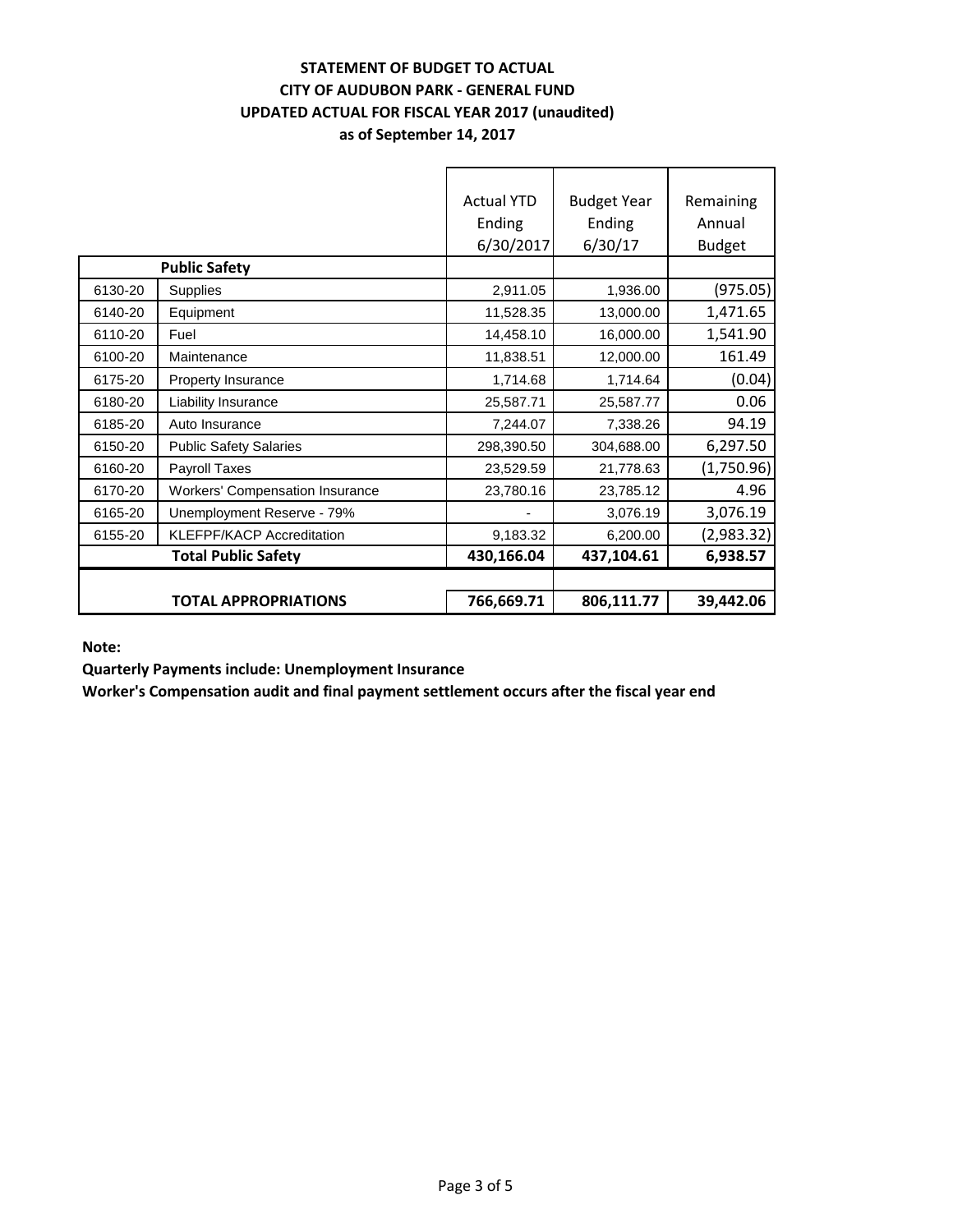**STATEMENT OF BUDGET TO ACTUAL**
**CITY OF AUDUBON PARK - GENERAL FUND**
**UPDATED ACTUAL FOR FISCAL YEAR 2017 (unaudited)**
**as of September 14, 2017**

| | | Actual YTD Ending 6/30/2017 | Budget Year Ending 6/30/17 | Remaining Annual Budget |
|---|---|---|---|---|
| | **Public Safety** | | | |
| 6130-20 | Supplies | 2,911.05 | 1,936.00 | (975.05) |
| 6140-20 | Equipment | 11,528.35 | 13,000.00 | 1,471.65 |
| 6110-20 | Fuel | 14,458.10 | 16,000.00 | 1,541.90 |
| 6100-20 | Maintenance | 11,838.51 | 12,000.00 | 161.49 |
| 6175-20 | Property Insurance | 1,714.68 | 1,714.64 | (0.04) |
| 6180-20 | Liability Insurance | 25,587.71 | 25,587.77 | 0.06 |
| 6185-20 | Auto Insurance | 7,244.07 | 7,338.26 | 94.19 |
| 6150-20 | Public Safety Salaries | 298,390.50 | 304,688.00 | 6,297.50 |
| 6160-20 | Payroll Taxes | 23,529.59 | 21,778.63 | (1,750.96) |
| 6170-20 | Workers' Compensation Insurance | 23,780.16 | 23,785.12 | 4.96 |
| 6165-20 | Unemployment Reserve - 79% | - | 3,076.19 | 3,076.19 |
| 6155-20 | KLEFPF/KACP Accreditation | 9,183.32 | 6,200.00 | (2,983.32) |
| | **Total Public Safety** | **430,166.04** | **437,104.61** | **6,938.57** |
| | | | | |
| | **TOTAL APPROPRIATIONS** | **766,669.71** | **806,111.77** | **39,442.06** |

**Note:**

**Quarterly Payments include: Unemployment Insurance**

**Worker's Compensation audit and final payment settlement occurs after the fiscal year end**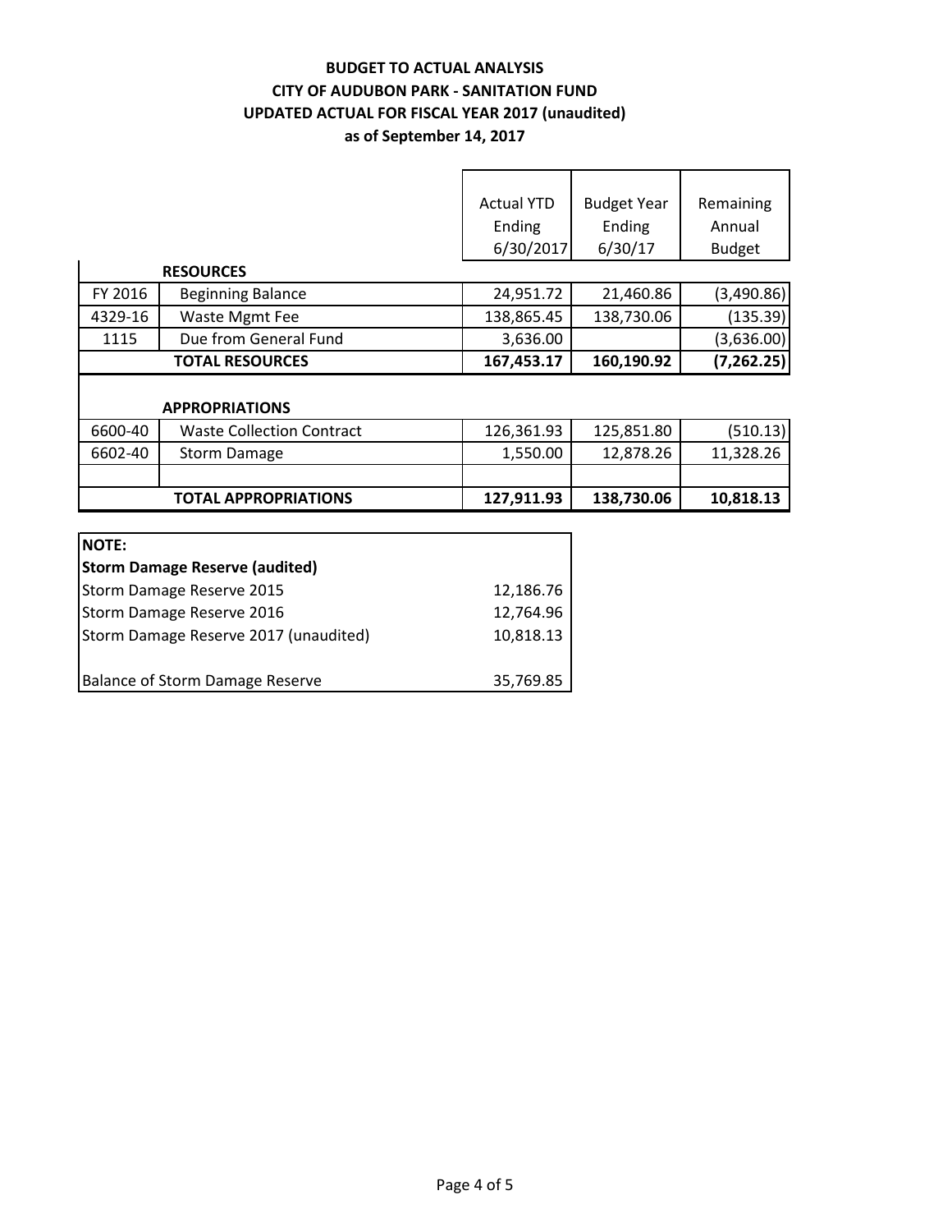**BUDGET TO ACTUAL ANALYSIS**
**CITY OF AUDUBON PARK - SANITATION FUND**
**UPDATED ACTUAL FOR FISCAL YEAR 2017 (unaudited)**
**as of September 14, 2017**

| | | Actual YTD Ending 6/30/2017 | Budget Year Ending 6/30/17 | Remaining Annual Budget |
|---|---|---|---|---|
| | **RESOURCES** | | | |
| FY 2016 | Beginning Balance | 24,951.72 | 21,460.86 | (3,490.86) |
| 4329-16 | Waste Mgmt Fee | 138,865.45 | 138,730.06 | (135.39) |
| 1115 | Due from General Fund | 3,636.00 | | (3,636.00) |
| | **TOTAL RESOURCES** | **167,453.17** | **160,190.92** | **(7,262.25)** |
| | **APPROPRIATIONS** | | | |
| 6600-40 | Waste Collection Contract | 126,361.93 | 125,851.80 | (510.13) |
| 6602-40 | Storm Damage | 1,550.00 | 12,878.26 | 11,328.26 |
| | | | | |
| | **TOTAL APPROPRIATIONS** | **127,911.93** | **138,730.06** | **10,818.13** |

| **NOTE:** | |
|---|---|
| **Storm Damage Reserve (audited)** | |
| Storm Damage Reserve 2015 | 12,186.76 |
| Storm Damage Reserve 2016 | 12,764.96 |
| Storm Damage Reserve 2017 (unaudited) | 10,818.13 |
| | |
| Balance of Storm Damage Reserve | 35,769.85 |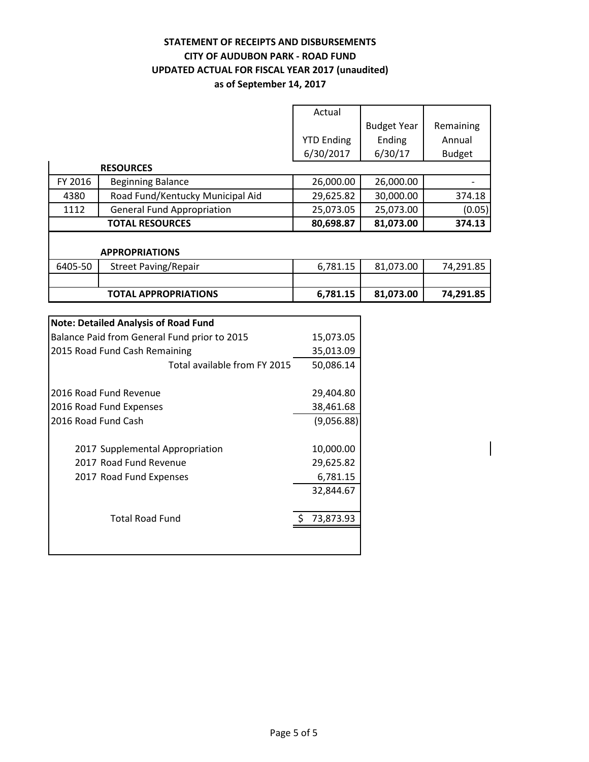**STATEMENT OF RECEIPTS AND DISBURSEMENTS**
**CITY OF AUDUBON PARK - ROAD FUND**
**UPDATED ACTUAL FOR FISCAL YEAR 2017 (unaudited)**
**as of September 14, 2017**

| | | Actual YTD Ending 6/30/2017 | Budget Year Ending 6/30/17 | Remaining Annual Budget |
|---|---|---|---|---|
| | **RESOURCES** | | | |
| FY 2016 | Beginning Balance | 26,000.00 | 26,000.00 | - |
| 4380 | Road Fund/Kentucky Municipal Aid | 29,625.82 | 30,000.00 | 374.18 |
| 1112 | General Fund Appropriation | 25,073.05 | 25,073.00 | (0.05) |
| | **TOTAL RESOURCES** | **80,698.87** | **81,073.00** | **374.13** |
| | **APPROPRIATIONS** | | | |
| 6405-50 | Street Paving/Repair | 6,781.15 | 81,073.00 | 74,291.85 |
| | | | | |
| | **TOTAL APPROPRIATIONS** | **6,781.15** | **81,073.00** | **74,291.85** |

| **Note: Detailed Analysis of Road Fund** | |
|---|---|
| Balance Paid from General Fund prior to 2015 | 15,073.05 |
| 2015 Road Fund Cash Remaining | 35,013.09 |
| Total available from FY 2015 | 50,086.14 |
| | |
| 2016 Road Fund Revenue | 29,404.80 |
| 2016 Road Fund Expenses | 38,461.68 |
| 2016 Road Fund Cash | (9,056.88) |
| | |
| 2017 Supplemental Appropriation | 10,000.00 |
| 2017 Road Fund Revenue | 29,625.82 |
| 2017 Road Fund Expenses | 6,781.15 |
| | 32,844.67 |
| | |
| Total Road Fund | $ 73,873.93 |